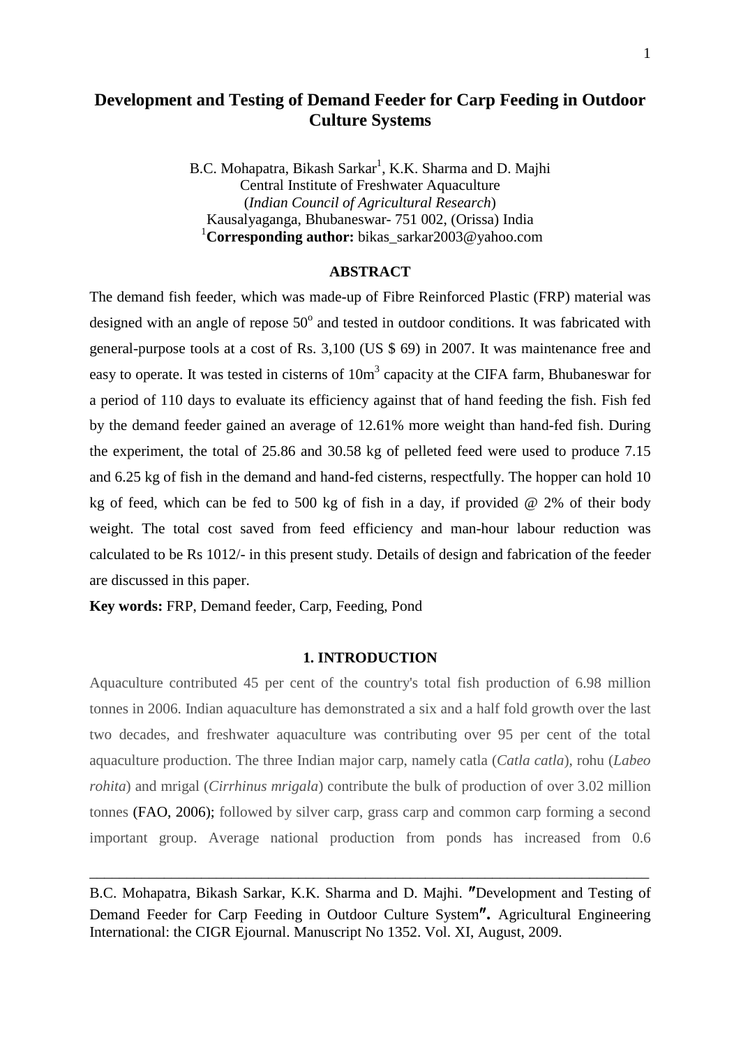# Development and Testing of Demand Feeder for Carp Feeding in Outdoor Culture Systems

B.C. Mohapatra, Bikash Sarkar[1], K.K. Sharma and D. Majhi
Central Institute of Freshwater Aquaculture
(*Indian Council of Agricultural Research*)
Kausalyaganga, Bhubaneswar- 751 002, (Orissa) India
[1]**Corresponding author:** bikas_sarkar2003@yahoo.com

## ABSTRACT

The demand fish feeder, which was made-up of Fibre Reinforced Plastic (FRP) material was designed with an angle of repose $50^o$ and tested in outdoor conditions. It was fabricated with general-purpose tools at a cost of Rs. 3,100 (US $ 69) in 2007. It was maintenance free and easy to operate. It was tested in cisterns of $10m^3$ capacity at the CIFA farm, Bhubaneswar for a period of 110 days to evaluate its efficiency against that of hand feeding the fish. Fish fed by the demand feeder gained an average of 12.61% more weight than hand-fed fish. During the experiment, the total of 25.86 and 30.58 kg of pelleted feed were used to produce 7.15 and 6.25 kg of fish in the demand and hand-fed cisterns, respectfully. The hopper can hold 10 kg of feed, which can be fed to 500 kg of fish in a day, if provided @ 2% of their body weight. The total cost saved from feed efficiency and man-hour labour reduction was calculated to be Rs 1012/- in this present study. Details of design and fabrication of the feeder are discussed in this paper.

**Key words:** FRP, Demand feeder, Carp, Feeding, Pond

## 1. INTRODUCTION

Aquaculture contributed 45 per cent of the country's total fish production of 6.98 million tonnes in 2006. Indian aquaculture has demonstrated a six and a half fold growth over the last two decades, and freshwater aquaculture was contributing over 95 per cent of the total aquaculture production. The three Indian major carp, namely catla (*Catla catla*), rohu (*Labeo rohita*) and mrigal (*Cirrhinus mrigala*) contribute the bulk of production of over 3.02 million tonnes (FAO, 2006); followed by silver carp, grass carp and common carp forming a second important group. Average national production from ponds has increased from 0.6

---

B.C. Mohapatra, Bikash Sarkar, K.K. Sharma and D. Majhi. ″Development and Testing of Demand Feeder for Carp Feeding in Outdoor Culture System″**.** Agricultural Engineering International: the CIGR Ejournal. Manuscript No 1352. Vol. XI, August, 2009.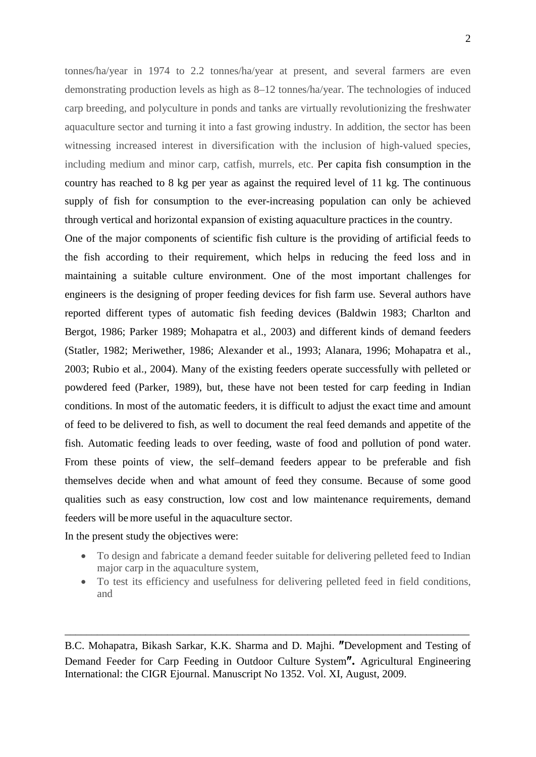tonnes/ha/year in 1974 to 2.2 tonnes/ha/year at present, and several farmers are even demonstrating production levels as high as 8–12 tonnes/ha/year. The technologies of induced carp breeding, and polyculture in ponds and tanks are virtually revolutionizing the freshwater aquaculture sector and turning it into a fast growing industry. In addition, the sector has been witnessing increased interest in diversification with the inclusion of high-valued species, including medium and minor carp, catfish, murrels, etc. Per capita fish consumption in the country has reached to 8 kg per year as against the required level of 11 kg. The continuous supply of fish for consumption to the ever-increasing population can only be achieved through vertical and horizontal expansion of existing aquaculture practices in the country.

One of the major components of scientific fish culture is the providing of artificial feeds to the fish according to their requirement, which helps in reducing the feed loss and in maintaining a suitable culture environment. One of the most important challenges for engineers is the designing of proper feeding devices for fish farm use. Several authors have reported different types of automatic fish feeding devices (Baldwin 1983; Charlton and Bergot, 1986; Parker 1989; Mohapatra et al., 2003) and different kinds of demand feeders (Statler, 1982; Meriwether, 1986; Alexander et al., 1993; Alanara, 1996; Mohapatra et al., 2003; Rubio et al., 2004). Many of the existing feeders operate successfully with pelleted or powdered feed (Parker, 1989), but, these have not been tested for carp feeding in Indian conditions. In most of the automatic feeders, it is difficult to adjust the exact time and amount of feed to be delivered to fish, as well to document the real feed demands and appetite of the fish. Automatic feeding leads to over feeding, waste of food and pollution of pond water. From these points of view, the self–demand feeders appear to be preferable and fish themselves decide when and what amount of feed they consume. Because of some good qualities such as easy construction, low cost and low maintenance requirements, demand feeders will be more useful in the aquaculture sector.

In the present study the objectives were:

- To design and fabricate a demand feeder suitable for delivering pelleted feed to Indian major carp in the aquaculture system,
- To test its efficiency and usefulness for delivering pelleted feed in field conditions, and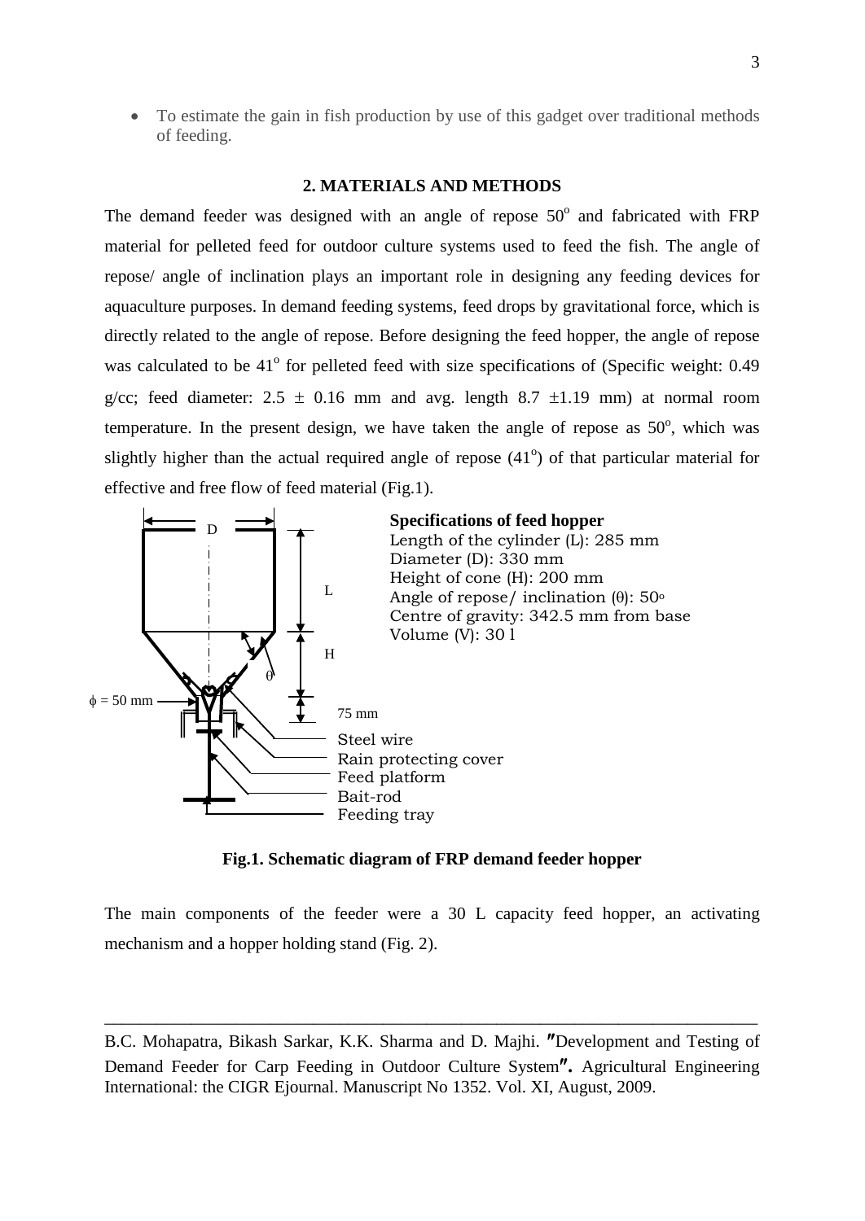- To estimate the gain in fish production by use of this gadget over traditional methods of feeding.

## 2. MATERIALS AND METHODS

The demand feeder was designed with an angle of repose 50$^o$ and fabricated with FRP material for pelleted feed for outdoor culture systems used to feed the fish. The angle of repose/ angle of inclination plays an important role in designing any feeding devices for aquaculture purposes. In demand feeding systems, feed drops by gravitational force, which is directly related to the angle of repose. Before designing the feed hopper, the angle of repose was calculated to be 41$^o$ for pelleted feed with size specifications of (Specific weight: 0.49 g/cc; feed diameter: $2.5 \pm 0.16$ mm and avg. length $8.7 \pm 1.19$ mm) at normal room temperature. In the present design, we have taken the angle of repose as 50$^o$, which was slightly higher than the actual required angle of repose (41$^o$) of that particular material for effective and free flow of feed material (Fig.1).

D

L

H

θ

ϕ = 50 mm

75 mm

**Specifications of feed hopper**
Length of the cylinder (L): 285 mm
Diameter (D): 330 mm
Height of cone (H): 200 mm
Angle of repose/ inclination (θ): 50$^o$
Centre of gravity: 342.5 mm from base
Volume (V): 30 l

Steel wire
Rain protecting cover
Feed platform
Bait-rod
Feeding tray

**Fig.1. Schematic diagram of FRP demand feeder hopper**

The main components of the feeder were a 30 L capacity feed hopper, an activating mechanism and a hopper holding stand (Fig. 2).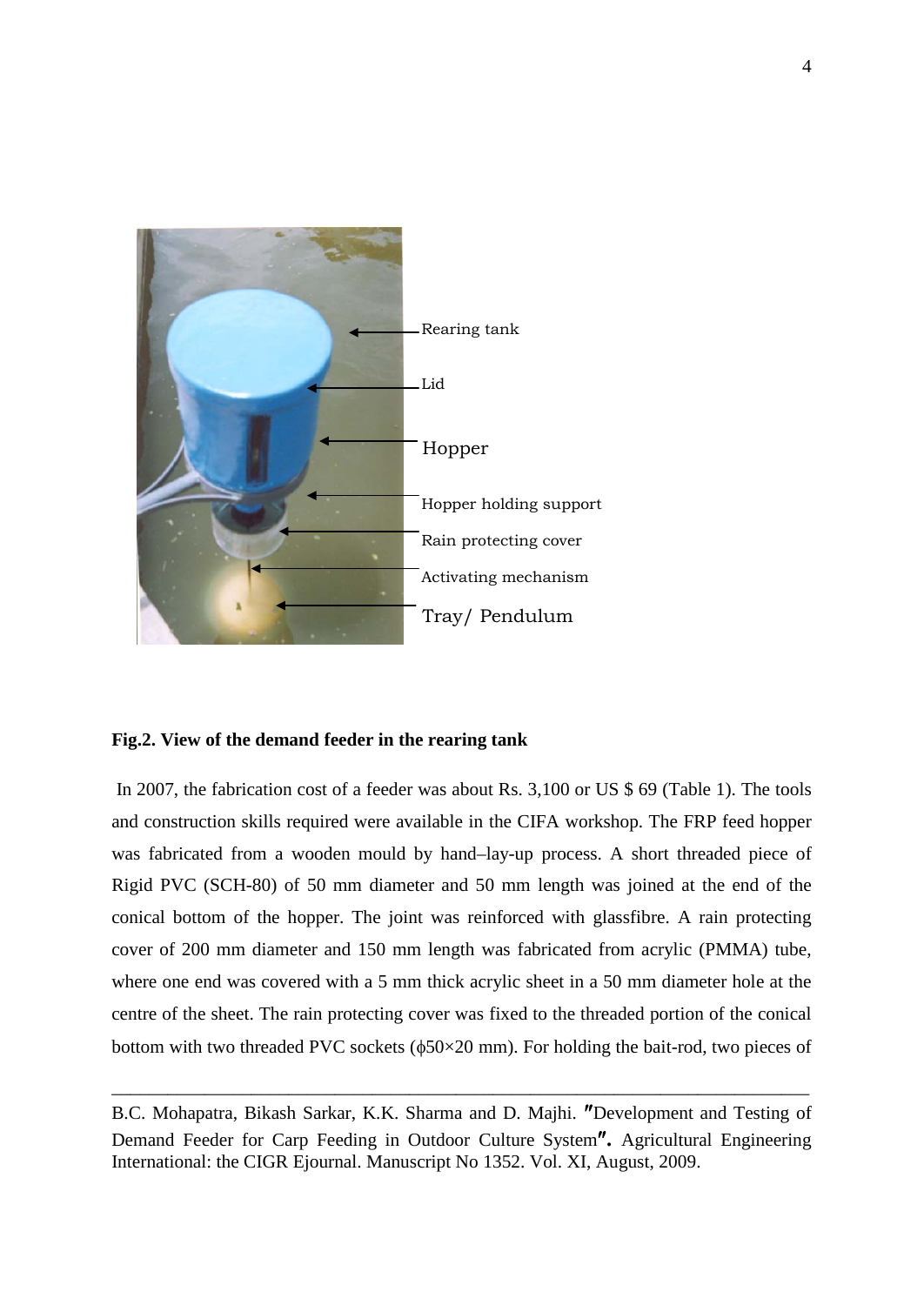**Fig.2. View of the demand feeder in the rearing tank**

In 2007, the fabrication cost of a feeder was about Rs. 3,100 or US $ 69 (Table 1). The tools and construction skills required were available in the CIFA workshop. The FRP feed hopper was fabricated from a wooden mould by hand–lay-up process. A short threaded piece of Rigid PVC (SCH-80) of 50 mm diameter and 50 mm length was joined at the end of the conical bottom of the hopper. The joint was reinforced with glassfibre. A rain protecting cover of 200 mm diameter and 150 mm length was fabricated from acrylic (PMMA) tube, where one end was covered with a 5 mm thick acrylic sheet in a 50 mm diameter hole at the centre of the sheet. The rain protecting cover was fixed to the threaded portion of the conical bottom with two threaded PVC sockets (ϕ50×20 mm). For holding the bait-rod, two pieces of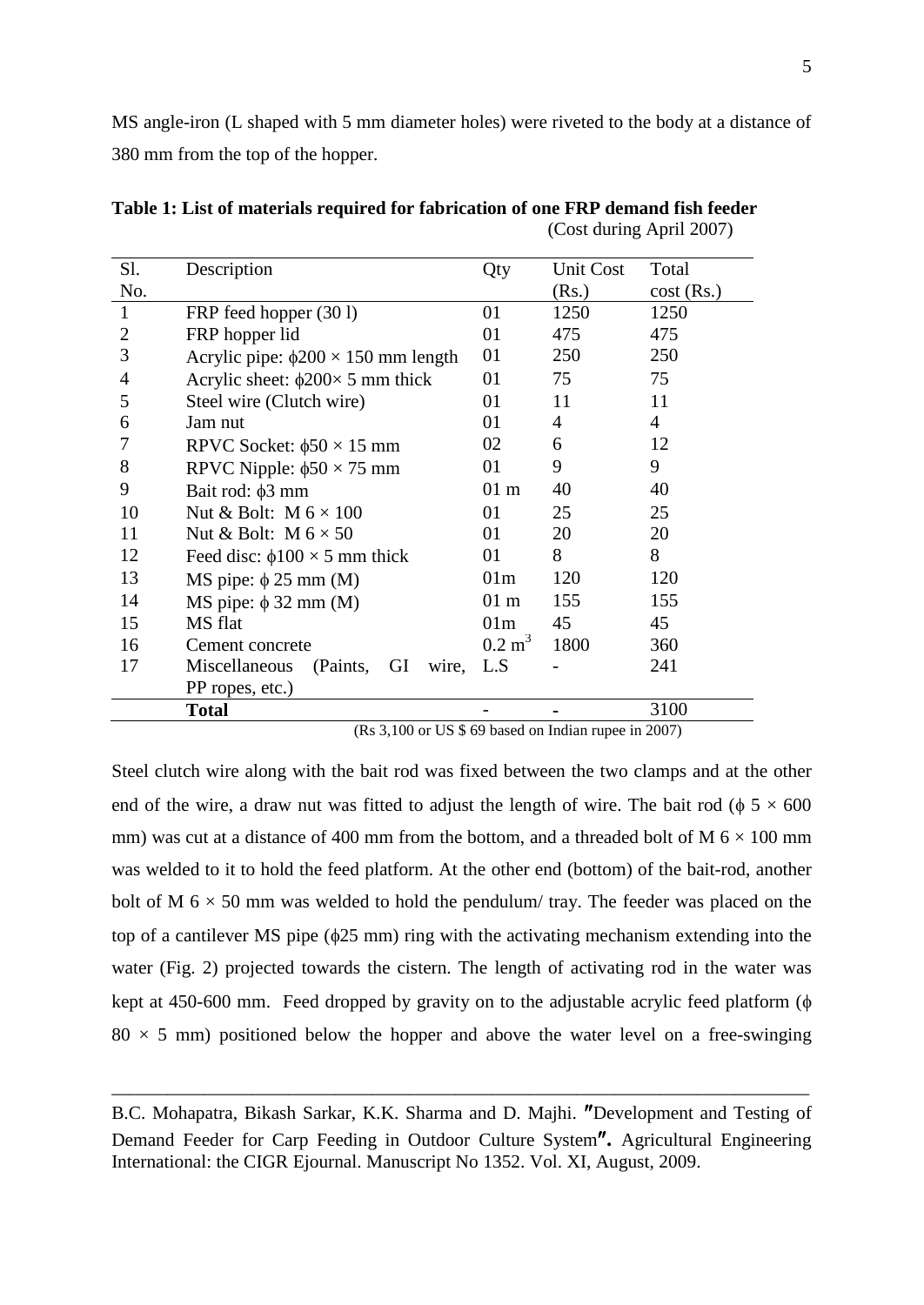MS angle-iron (L shaped with 5 mm diameter holes) were riveted to the body at a distance of 380 mm from the top of the hopper.

**Table 1: List of materials required for fabrication of one FRP demand fish feeder**
(Cost during April 2007)

| Sl. No. | Description | Qty | Unit Cost (Rs.) | Total cost (Rs.) |
|---|---|---|---|---|
| 1 | FRP feed hopper (30 l) | 01 | 1250 | 1250 |
| 2 | FRP hopper lid | 01 | 475 | 475 |
| 3 | Acrylic pipe: ϕ200 × 150 mm length | 01 | 250 | 250 |
| 4 | Acrylic sheet: ϕ200× 5 mm thick | 01 | 75 | 75 |
| 5 | Steel wire (Clutch wire) | 01 | 11 | 11 |
| 6 | Jam nut | 01 | 4 | 4 |
| 7 | RPVC Socket: ϕ50 × 15 mm | 02 | 6 | 12 |
| 8 | RPVC Nipple: ϕ50 × 75 mm | 01 | 9 | 9 |
| 9 | Bait rod: ϕ3 mm | 01 m | 40 | 40 |
| 10 | Nut & Bolt: M 6 × 100 | 01 | 25 | 25 |
| 11 | Nut & Bolt: M 6 × 50 | 01 | 20 | 20 |
| 12 | Feed disc: ϕ100 × 5 mm thick | 01 | 8 | 8 |
| 13 | MS pipe: ϕ 25 mm (M) | 01m | 120 | 120 |
| 14 | MS pipe: ϕ 32 mm (M) | 01 m | 155 | 155 |
| 15 | MS flat | 01m | 45 | 45 |
| 16 | Cement concrete | 0.2 $m^3$ | 1800 | 360 |
| 17 | Miscellaneous (Paints, GI wire, PP ropes, etc.) | L.S | - | 241 |
| | **Total** | - | - | 3100 |

(Rs 3,100 or US $ 69 based on Indian rupee in 2007)

Steel clutch wire along with the bait rod was fixed between the two clamps and at the other end of the wire, a draw nut was fitted to adjust the length of wire. The bait rod (ϕ 5 × 600 mm) was cut at a distance of 400 mm from the bottom, and a threaded bolt of M 6 × 100 mm was welded to it to hold the feed platform. At the other end (bottom) of the bait-rod, another bolt of M 6 × 50 mm was welded to hold the pendulum/ tray. The feeder was placed on the top of a cantilever MS pipe (ϕ25 mm) ring with the activating mechanism extending into the water (Fig. 2) projected towards the cistern. The length of activating rod in the water was kept at 450-600 mm. Feed dropped by gravity on to the adjustable acrylic feed platform (ϕ 80 × 5 mm) positioned below the hopper and above the water level on a free-swinging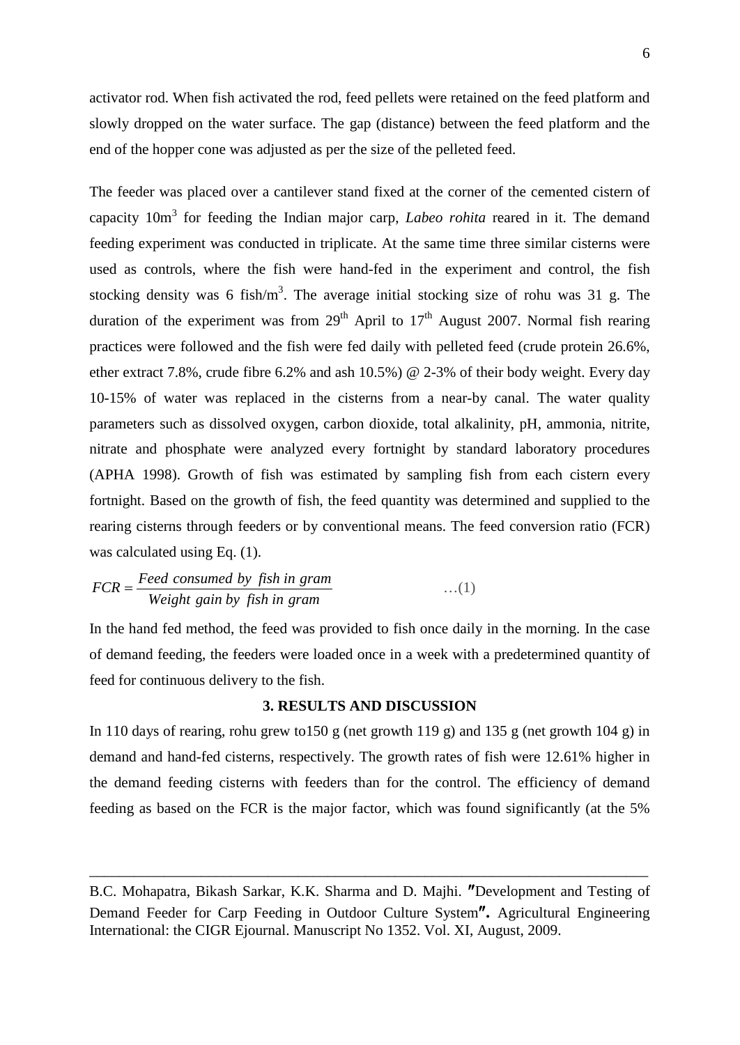activator rod. When fish activated the rod, feed pellets were retained on the feed platform and slowly dropped on the water surface. The gap (distance) between the feed platform and the end of the hopper cone was adjusted as per the size of the pelleted feed.

The feeder was placed over a cantilever stand fixed at the corner of the cemented cistern of capacity $10m^3$ for feeding the Indian major carp, *Labeo rohita* reared in it. The demand feeding experiment was conducted in triplicate. At the same time three similar cisterns were used as controls, where the fish were hand-fed in the experiment and control, the fish stocking density was 6 fish/$m^3$. The average initial stocking size of rohu was 31 g. The duration of the experiment was from 29th April to 17th August 2007. Normal fish rearing practices were followed and the fish were fed daily with pelleted feed (crude protein 26.6%, ether extract 7.8%, crude fibre 6.2% and ash 10.5%) @ 2-3% of their body weight. Every day 10-15% of water was replaced in the cisterns from a near-by canal. The water quality parameters such as dissolved oxygen, carbon dioxide, total alkalinity, pH, ammonia, nitrite, nitrate and phosphate were analyzed every fortnight by standard laboratory procedures (APHA 1998). Growth of fish was estimated by sampling fish from each cistern every fortnight. Based on the growth of fish, the feed quantity was determined and supplied to the rearing cisterns through feeders or by conventional means. The feed conversion ratio (FCR) was calculated using Eq. (1).

$$FCR = \frac{Feed\ consumed\ by\ fish\ in\ gram}{Weight\ gain\ by\ fish\ in\ gram} \qquad \ldots(1)$$

In the hand fed method, the feed was provided to fish once daily in the morning. In the case of demand feeding, the feeders were loaded once in a week with a predetermined quantity of feed for continuous delivery to the fish.

## 3. RESULTS AND DISCUSSION

In 110 days of rearing, rohu grew to150 g (net growth 119 g) and 135 g (net growth 104 g) in demand and hand-fed cisterns, respectively. The growth rates of fish were 12.61% higher in the demand feeding cisterns with feeders than for the control. The efficiency of demand feeding as based on the FCR is the major factor, which was found significantly (at the 5%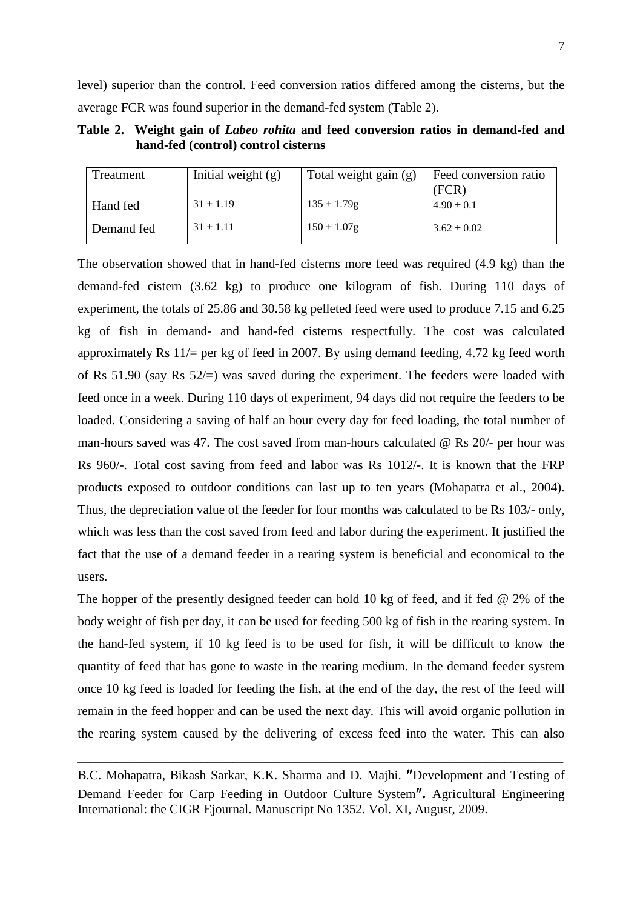level) superior than the control. Feed conversion ratios differed among the cisterns, but the average FCR was found superior in the demand-fed system (Table 2).

**Table 2. Weight gain of *Labeo rohita* and feed conversion ratios in demand-fed and hand-fed (control) control cisterns**

| Treatment | Initial weight (g) | Total weight gain (g) | Feed conversion ratio (FCR) |
|---|---|---|---|
| Hand fed | 31 ± 1.19 | 135 ± 1.79g | 4.90 ± 0.1 |
| Demand fed | 31 ± 1.11 | 150 ± 1.07g | 3.62 ± 0.02 |

The observation showed that in hand-fed cisterns more feed was required (4.9 kg) than the demand-fed cistern (3.62 kg) to produce one kilogram of fish. During 110 days of experiment, the totals of 25.86 and 30.58 kg pelleted feed were used to produce 7.15 and 6.25 kg of fish in demand- and hand-fed cisterns respectfully. The cost was calculated approximately Rs 11/= per kg of feed in 2007. By using demand feeding, 4.72 kg feed worth of Rs 51.90 (say Rs 52/=) was saved during the experiment. The feeders were loaded with feed once in a week. During 110 days of experiment, 94 days did not require the feeders to be loaded. Considering a saving of half an hour every day for feed loading, the total number of man-hours saved was 47. The cost saved from man-hours calculated @ Rs 20/- per hour was Rs 960/-. Total cost saving from feed and labor was Rs 1012/-. It is known that the FRP products exposed to outdoor conditions can last up to ten years (Mohapatra et al., 2004). Thus, the depreciation value of the feeder for four months was calculated to be Rs 103/- only, which was less than the cost saved from feed and labor during the experiment. It justified the fact that the use of a demand feeder in a rearing system is beneficial and economical to the users.

The hopper of the presently designed feeder can hold 10 kg of feed, and if fed @ 2% of the body weight of fish per day, it can be used for feeding 500 kg of fish in the rearing system. In the hand-fed system, if 10 kg feed is to be used for fish, it will be difficult to know the quantity of feed that has gone to waste in the rearing medium. In the demand feeder system once 10 kg feed is loaded for feeding the fish, at the end of the day, the rest of the feed will remain in the feed hopper and can be used the next day. This will avoid organic pollution in the rearing system caused by the delivering of excess feed into the water. This can also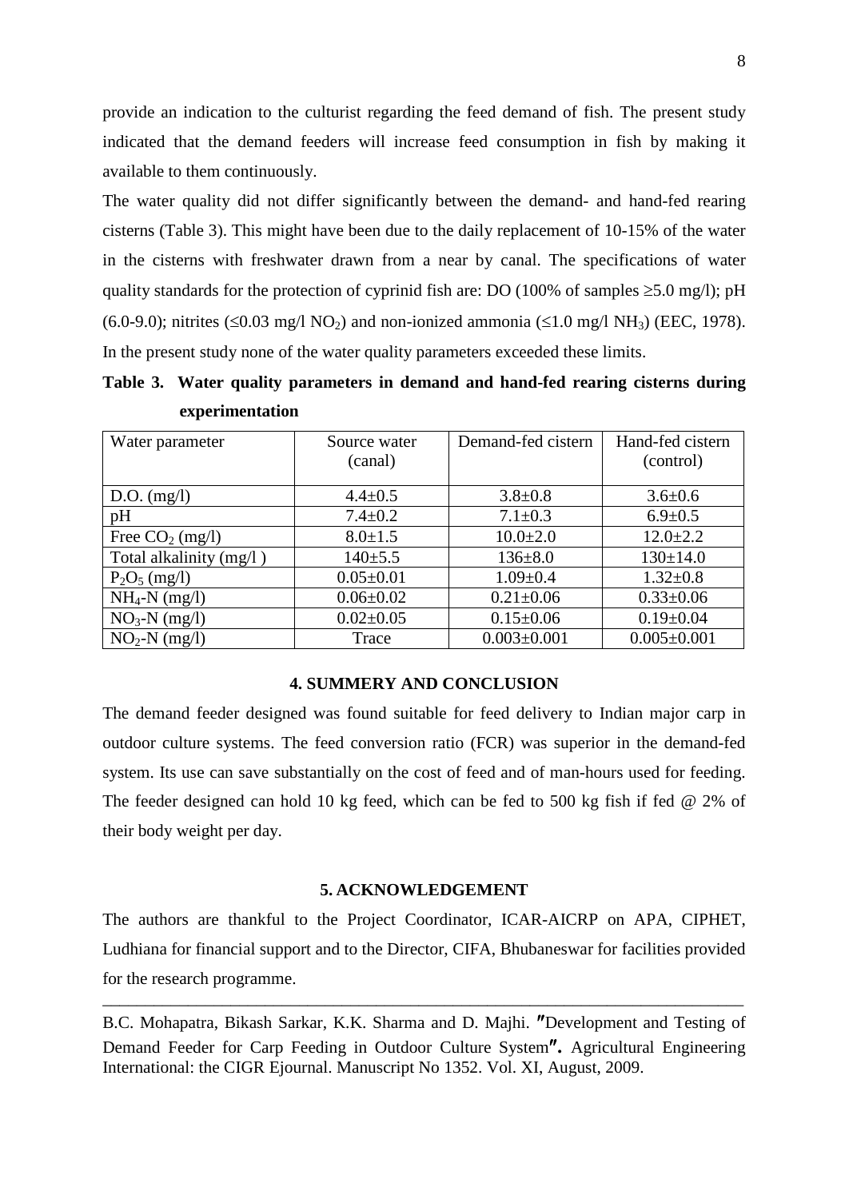provide an indication to the culturist regarding the feed demand of fish. The present study indicated that the demand feeders will increase feed consumption in fish by making it available to them continuously.

The water quality did not differ significantly between the demand- and hand-fed rearing cisterns (Table 3). This might have been due to the daily replacement of 10-15% of the water in the cisterns with freshwater drawn from a near by canal. The specifications of water quality standards for the protection of cyprinid fish are: DO (100% of samples ≥5.0 mg/l); pH (6.0-9.0); nitrites (≤0.03 mg/l $NO_2$) and non-ionized ammonia (≤1.0 mg/l $NH_3$) (EEC, 1978). In the present study none of the water quality parameters exceeded these limits.

**Table 3. Water quality parameters in demand and hand-fed rearing cisterns during experimentation**

| Water parameter | Source water (canal) | Demand-fed cistern | Hand-fed cistern (control) |
|---|---|---|---|
| D.O. (mg/l) | 4.4±0.5 | 3.8±0.8 | 3.6±0.6 |
| pH | 7.4±0.2 | 7.1±0.3 | 6.9±0.5 |
| Free $CO_2$ (mg/l) | 8.0±1.5 | 10.0±2.0 | 12.0±2.2 |
| Total alkalinity (mg/l ) | 140±5.5 | 136±8.0 | 130±14.0 |
| $P_2O_5$ (mg/l) | 0.05±0.01 | 1.09±0.4 | 1.32±0.8 |
| $NH_4$-N (mg/l) | 0.06±0.02 | 0.21±0.06 | 0.33±0.06 |
| $NO_3$-N (mg/l) | 0.02±0.05 | 0.15±0.06 | 0.19±0.04 |
| $NO_2$-N (mg/l) | Trace | 0.003±0.001 | 0.005±0.001 |

## 4. SUMMERY AND CONCLUSION

The demand feeder designed was found suitable for feed delivery to Indian major carp in outdoor culture systems. The feed conversion ratio (FCR) was superior in the demand-fed system. Its use can save substantially on the cost of feed and of man-hours used for feeding. The feeder designed can hold 10 kg feed, which can be fed to 500 kg fish if fed @ 2% of their body weight per day.

## 5. ACKNOWLEDGEMENT

The authors are thankful to the Project Coordinator, ICAR-AICRP on APA, CIPHET, Ludhiana for financial support and to the Director, CIFA, Bhubaneswar for facilities provided for the research programme.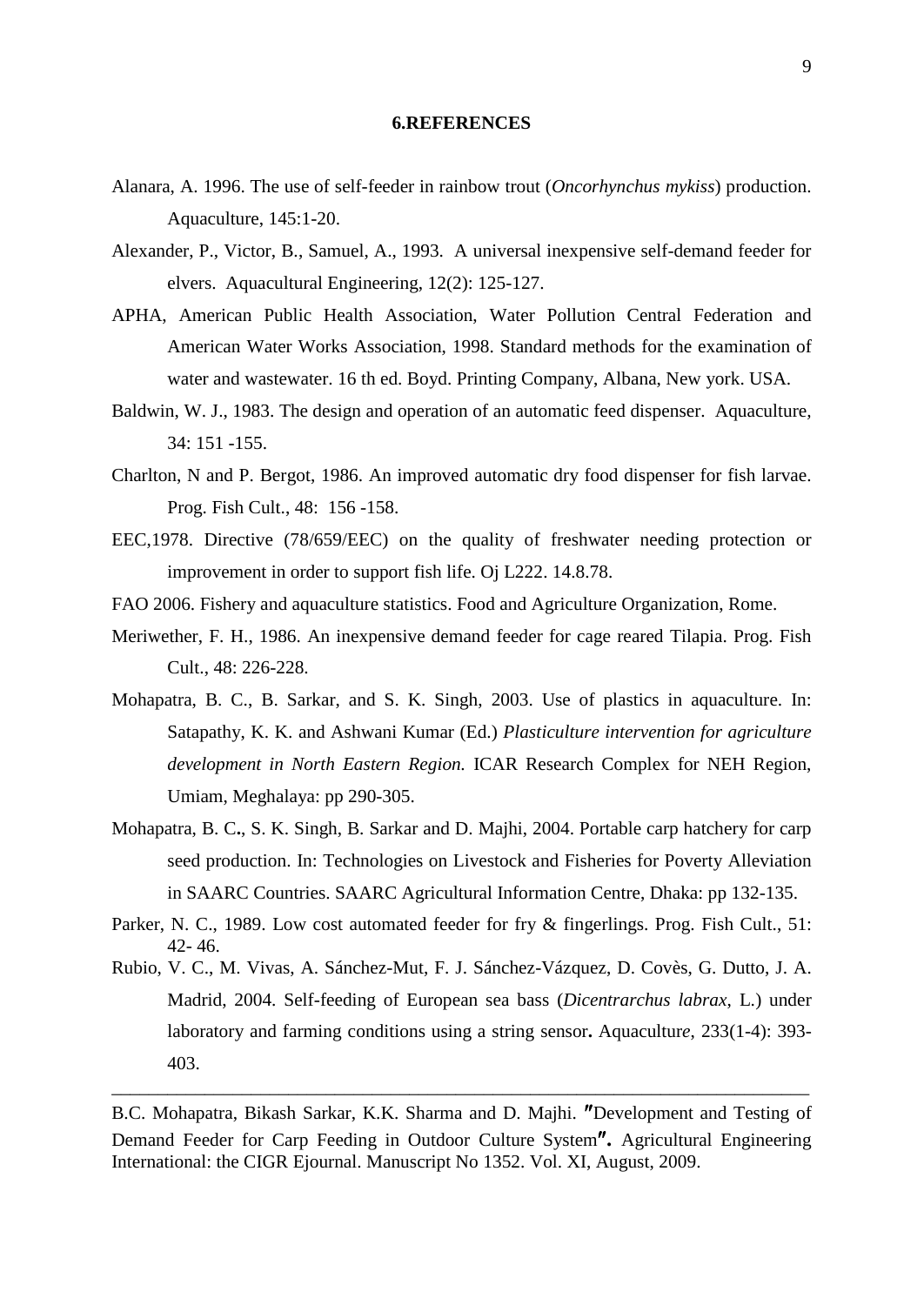## 6.REFERENCES

Alanara, A. 1996. The use of self-feeder in rainbow trout (*Oncorhynchus mykiss*) production. Aquaculture, 145:1-20.

Alexander, P., Victor, B., Samuel, A., 1993. A universal inexpensive self-demand feeder for elvers. Aquacultural Engineering, 12(2): 125-127.

APHA, American Public Health Association, Water Pollution Central Federation and American Water Works Association, 1998. Standard methods for the examination of water and wastewater. 16 th ed. Boyd. Printing Company, Albana, New york. USA.

Baldwin, W. J., 1983. The design and operation of an automatic feed dispenser. Aquaculture, 34: 151 -155.

Charlton, N and P. Bergot, 1986. An improved automatic dry food dispenser for fish larvae. Prog. Fish Cult., 48: 156 -158.

EEC,1978. Directive (78/659/EEC) on the quality of freshwater needing protection or improvement in order to support fish life. Oj L222. 14.8.78.

FAO 2006. Fishery and aquaculture statistics. Food and Agriculture Organization, Rome.

Meriwether, F. H., 1986. An inexpensive demand feeder for cage reared Tilapia. Prog. Fish Cult., 48: 226-228.

Mohapatra, B. C., B. Sarkar, and S. K. Singh, 2003. Use of plastics in aquaculture. In: Satapathy, K. K. and Ashwani Kumar (Ed.) *Plasticulture intervention for agriculture development in North Eastern Region.* ICAR Research Complex for NEH Region, Umiam, Meghalaya: pp 290-305.

Mohapatra, B. C**.**, S. K. Singh, B. Sarkar and D. Majhi, 2004. Portable carp hatchery for carp seed production. In: Technologies on Livestock and Fisheries for Poverty Alleviation in SAARC Countries. SAARC Agricultural Information Centre, Dhaka: pp 132-135.

Parker, N. C., 1989. Low cost automated feeder for fry & fingerlings. Prog. Fish Cult., 51: 42- 46.

Rubio, V. C., M. Vivas, A. Sánchez-Mut, F. J. Sánchez-Vázquez, D. Covès, G. Dutto, J. A. Madrid, 2004. Self-feeding of European sea bass (*Dicentrarchus labrax*, L.) under laboratory and farming conditions using a string sensor**.** Aquaculture, 233(1-4): 393-403.